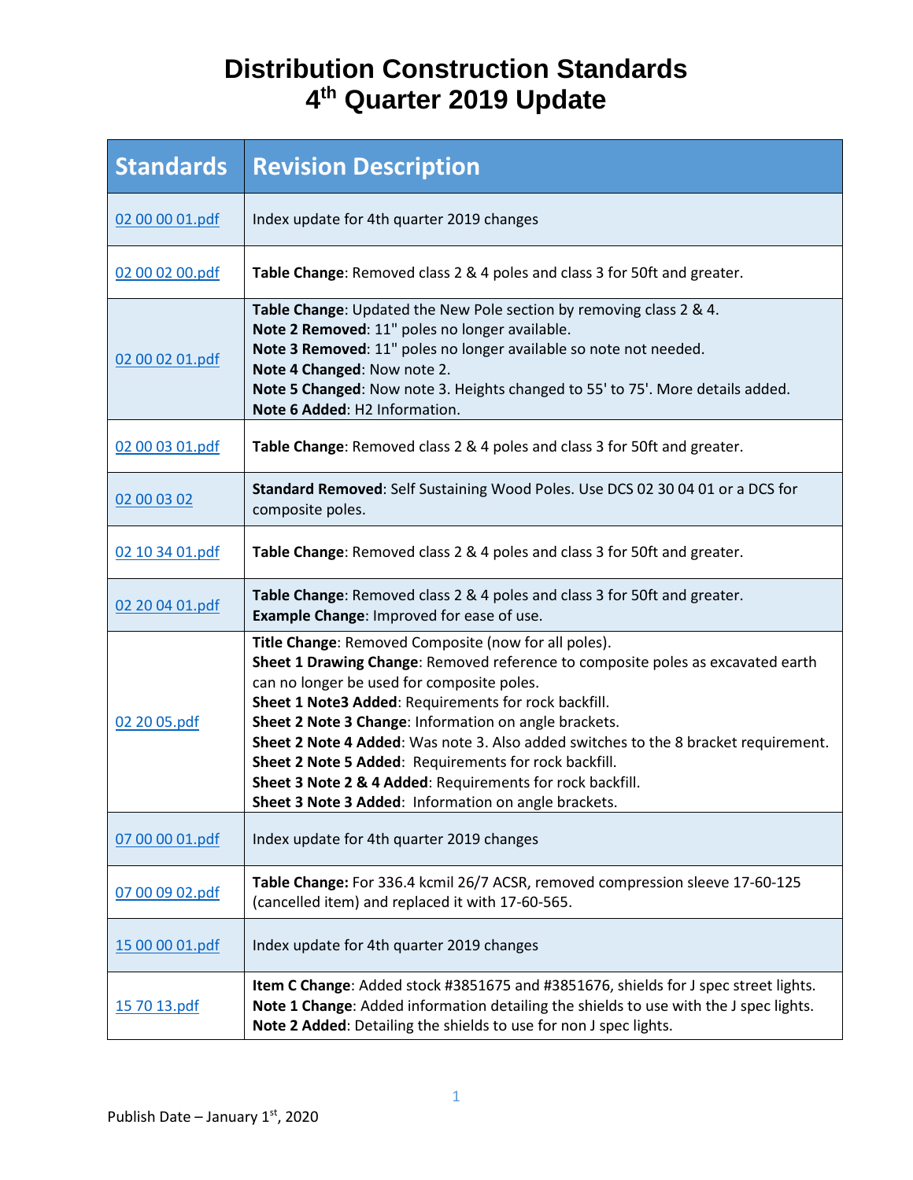# Distribution Construction Standards
# 4th Quarter 2019 Update

| Standards | Revision Description |
| --- | --- |
| 02 00 00 01.pdf | Index update for 4th quarter 2019 changes |
| 02 00 02 00.pdf | **Table Change**: Removed class 2 & 4 poles and class 3 for 50ft and greater. |
| 02 00 02 01.pdf | **Table Change**: Updated the New Pole section by removing class 2 & 4.<br>**Note 2 Removed**: 11" poles no longer available.<br>**Note 3 Removed**: 11" poles no longer available so note not needed.<br>**Note 4 Changed**: Now note 2.<br>**Note 5 Changed**: Now note 3. Heights changed to 55' to 75'. More details added.<br>**Note 6 Added**: H2 Information. |
| 02 00 03 01.pdf | **Table Change**: Removed class 2 & 4 poles and class 3 for 50ft and greater. |
| 02 00 03 02 | **Standard Removed**: Self Sustaining Wood Poles. Use DCS 02 30 04 01 or a DCS for composite poles. |
| 02 10 34 01.pdf | **Table Change**: Removed class 2 & 4 poles and class 3 for 50ft and greater. |
| 02 20 04 01.pdf | **Table Change**: Removed class 2 & 4 poles and class 3 for 50ft and greater.<br>**Example Change**: Improved for ease of use. |
| 02 20 05.pdf | **Title Change**: Removed Composite (now for all poles).<br>**Sheet 1 Drawing Change**: Removed reference to composite poles as excavated earth can no longer be used for composite poles.<br>**Sheet 1 Note3 Added**: Requirements for rock backfill.<br>**Sheet 2 Note 3 Change**: Information on angle brackets.<br>**Sheet 2 Note 4 Added**: Was note 3. Also added switches to the 8 bracket requirement.<br>**Sheet 2 Note 5 Added**: Requirements for rock backfill.<br>**Sheet 3 Note 2 & 4 Added**: Requirements for rock backfill.<br>**Sheet 3 Note 3 Added**: Information on angle brackets. |
| 07 00 00 01.pdf | Index update for 4th quarter 2019 changes |
| 07 00 09 02.pdf | **Table Change:** For 336.4 kcmil 26/7 ACSR, removed compression sleeve 17-60-125 (cancelled item) and replaced it with 17-60-565. |
| 15 00 00 01.pdf | Index update for 4th quarter 2019 changes |
| 15 70 13.pdf | **Item C Change**: Added stock #3851675 and #3851676, shields for J spec street lights.<br>**Note 1 Change**: Added information detailing the shields to use with the J spec lights.<br>**Note 2 Added**: Detailing the shields to use for non J spec lights. |

Publish Date – January 1st, 2020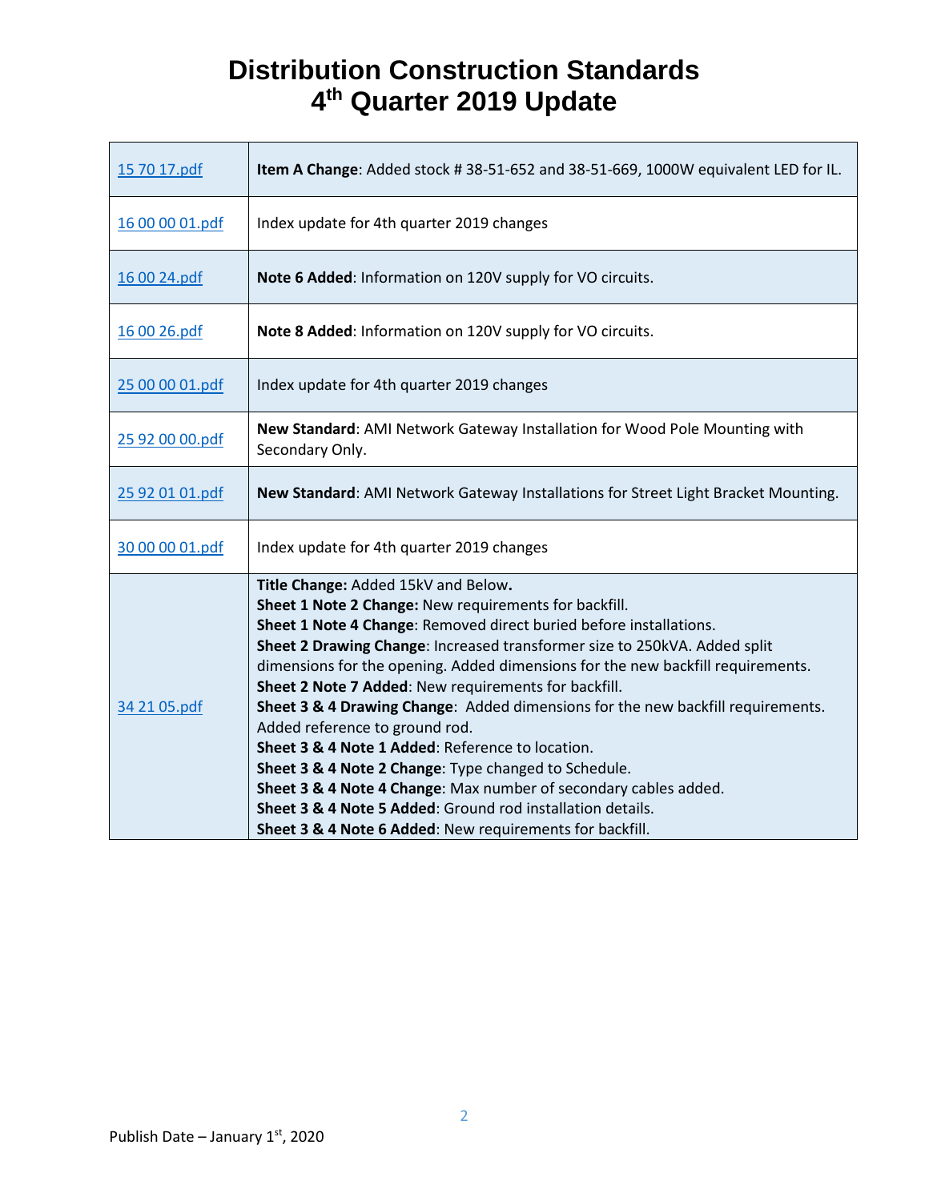# Distribution Construction Standards
# 4th Quarter 2019 Update

| | |
|---|---|
| 15 70 17.pdf | **Item A Change**: Added stock # 38-51-652 and 38-51-669, 1000W equivalent LED for IL. |
| 16 00 00 01.pdf | Index update for 4th quarter 2019 changes |
| 16 00 24.pdf | **Note 6 Added**: Information on 120V supply for VO circuits. |
| 16 00 26.pdf | **Note 8 Added**: Information on 120V supply for VO circuits. |
| 25 00 00 01.pdf | Index update for 4th quarter 2019 changes |
| 25 92 00 00.pdf | **New Standard**: AMI Network Gateway Installation for Wood Pole Mounting with Secondary Only. |
| 25 92 01 01.pdf | **New Standard**: AMI Network Gateway Installations for Street Light Bracket Mounting. |
| 30 00 00 01.pdf | Index update for 4th quarter 2019 changes |
| 34 21 05.pdf | **Title Change:** Added 15kV and Below. <br> **Sheet 1 Note 2 Change:** New requirements for backfill. <br> **Sheet 1 Note 4 Change**: Removed direct buried before installations. <br> **Sheet 2 Drawing Change**: Increased transformer size to 250kVA. Added split dimensions for the opening. Added dimensions for the new backfill requirements. <br> **Sheet 2 Note 7 Added**: New requirements for backfill. <br> **Sheet 3 & 4 Drawing Change**: Added dimensions for the new backfill requirements. Added reference to ground rod. <br> **Sheet 3 & 4 Note 1 Added**: Reference to location. <br> **Sheet 3 & 4 Note 2 Change**: Type changed to Schedule. <br> **Sheet 3 & 4 Note 4 Change**: Max number of secondary cables added. <br> **Sheet 3 & 4 Note 5 Added**: Ground rod installation details. <br> **Sheet 3 & 4 Note 6 Added**: New requirements for backfill. |

Publish Date – January 1st, 2020